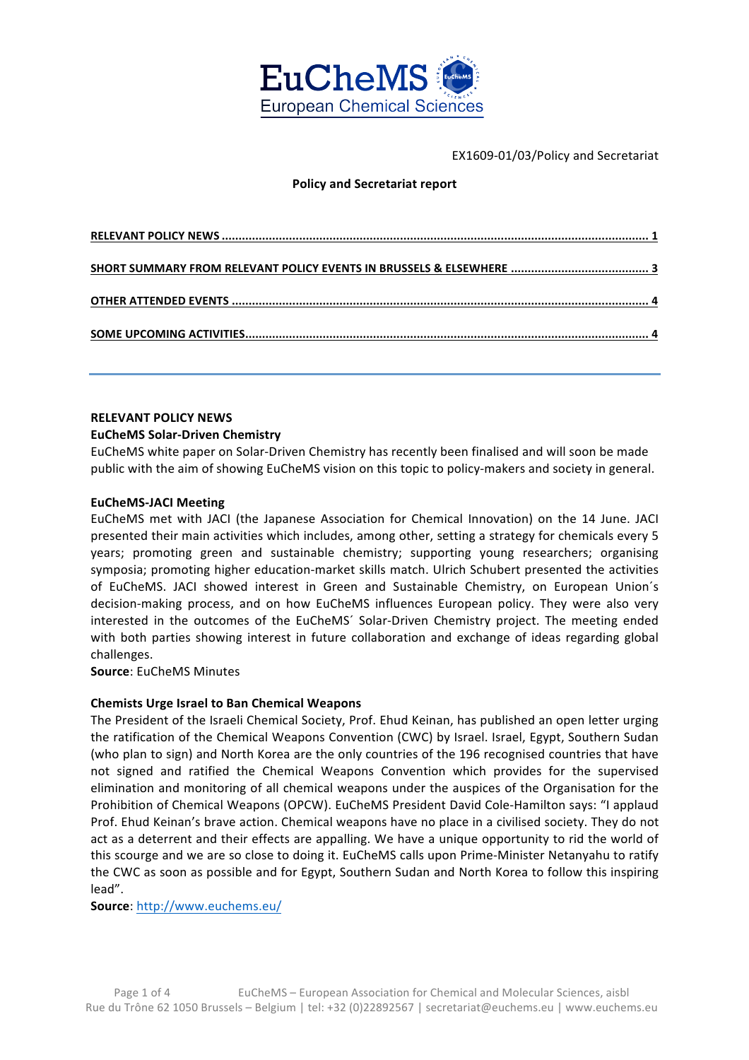EuCheMS
European Chemical Sciences

EX1609-01/03/Policy and Secretariat

**Policy and Secretariat report**

RELEVANT POLICY NEWS ... 1

SHORT SUMMARY FROM RELEVANT POLICY EVENTS IN BRUSSELS & ELSEWHERE ... 3

OTHER ATTENDED EVENTS ... 4

SOME UPCOMING ACTIVITIES ... 4

## RELEVANT POLICY NEWS

### EuCheMS Solar-Driven Chemistry

EuCheMS white paper on Solar-Driven Chemistry has recently been finalised and will soon be made public with the aim of showing EuCheMS vision on this topic to policy-makers and society in general.

### EuCheMS-JACI Meeting

EuCheMS met with JACI (the Japanese Association for Chemical Innovation) on the 14 June. JACI presented their main activities which includes, among other, setting a strategy for chemicals every 5 years; promoting green and sustainable chemistry; supporting young researchers; organising symposia; promoting higher education-market skills match. Ulrich Schubert presented the activities of EuCheMS. JACI showed interest in Green and Sustainable Chemistry, on European Union´s decision-making process, and on how EuCheMS influences European policy. They were also very interested in the outcomes of the EuCheMS´ Solar-Driven Chemistry project. The meeting ended with both parties showing interest in future collaboration and exchange of ideas regarding global challenges.

**Source**: EuCheMS Minutes

### Chemists Urge Israel to Ban Chemical Weapons

The President of the Israeli Chemical Society, Prof. Ehud Keinan, has published an open letter urging the ratification of the Chemical Weapons Convention (CWC) by Israel. Israel, Egypt, Southern Sudan (who plan to sign) and North Korea are the only countries of the 196 recognised countries that have not signed and ratified the Chemical Weapons Convention which provides for the supervised elimination and monitoring of all chemical weapons under the auspices of the Organisation for the Prohibition of Chemical Weapons (OPCW). EuCheMS President David Cole-Hamilton says: "I applaud Prof. Ehud Keinan's brave action. Chemical weapons have no place in a civilised society. They do not act as a deterrent and their effects are appalling. We have a unique opportunity to rid the world of this scourge and we are so close to doing it. EuCheMS calls upon Prime-Minister Netanyahu to ratify the CWC as soon as possible and for Egypt, Southern Sudan and North Korea to follow this inspiring lead".

**Source**: [http://www.euchems.eu/](http://www.euchems.eu/)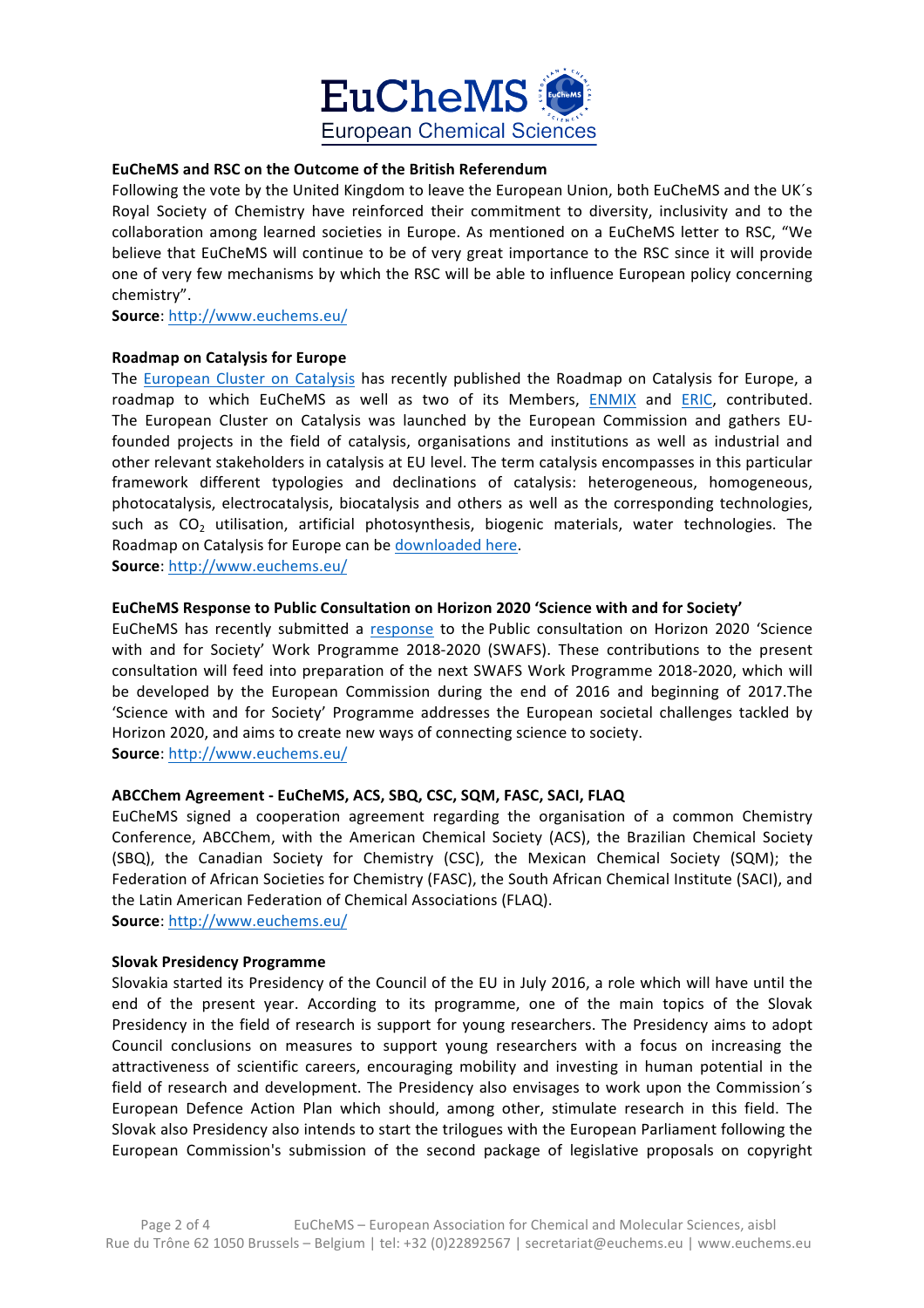**EuCheMS and RSC on the Outcome of the British Referendum**

Following the vote by the United Kingdom to leave the European Union, both EuCheMS and the UK´s Royal Society of Chemistry have reinforced their commitment to diversity, inclusivity and to the collaboration among learned societies in Europe. As mentioned on a EuCheMS letter to RSC, "We believe that EuCheMS will continue to be of very great importance to the RSC since it will provide one of very few mechanisms by which the RSC will be able to influence European policy concerning chemistry".

**Source**: http://www.euchems.eu/

**Roadmap on Catalysis for Europe**

The European Cluster on Catalysis has recently published the Roadmap on Catalysis for Europe, a roadmap to which EuCheMS as well as two of its Members, ENMIX and ERIC, contributed. The European Cluster on Catalysis was launched by the European Commission and gathers EU-founded projects in the field of catalysis, organisations and institutions as well as industrial and other relevant stakeholders in catalysis at EU level. The term catalysis encompasses in this particular framework different typologies and declinations of catalysis: heterogeneous, homogeneous, photocatalysis, electrocatalysis, biocatalysis and others as well as the corresponding technologies, such as $CO_2$ utilisation, artificial photosynthesis, biogenic materials, water technologies. The Roadmap on Catalysis for Europe can be downloaded here.

**Source**: http://www.euchems.eu/

**EuCheMS Response to Public Consultation on Horizon 2020 'Science with and for Society'**

EuCheMS has recently submitted a response to the Public consultation on Horizon 2020 'Science with and for Society' Work Programme 2018-2020 (SWAFS). These contributions to the present consultation will feed into preparation of the next SWAFS Work Programme 2018-2020, which will be developed by the European Commission during the end of 2016 and beginning of 2017.The 'Science with and for Society' Programme addresses the European societal challenges tackled by Horizon 2020, and aims to create new ways of connecting science to society.

**Source**: http://www.euchems.eu/

**ABCChem Agreement - EuCheMS, ACS, SBQ, CSC, SQM, FASC, SACI, FLAQ**

EuCheMS signed a cooperation agreement regarding the organisation of a common Chemistry Conference, ABCChem, with the American Chemical Society (ACS), the Brazilian Chemical Society (SBQ), the Canadian Society for Chemistry (CSC), the Mexican Chemical Society (SQM); the Federation of African Societies for Chemistry (FASC), the South African Chemical Institute (SACI), and the Latin American Federation of Chemical Associations (FLAQ).

**Source**: http://www.euchems.eu/

**Slovak Presidency Programme**

Slovakia started its Presidency of the Council of the EU in July 2016, a role which will have until the end of the present year. According to its programme, one of the main topics of the Slovak Presidency in the field of research is support for young researchers. The Presidency aims to adopt Council conclusions on measures to support young researchers with a focus on increasing the attractiveness of scientific careers, encouraging mobility and investing in human potential in the field of research and development. The Presidency also envisages to work upon the Commission´s European Defence Action Plan which should, among other, stimulate research in this field. The Slovak also Presidency also intends to start the trilogues with the European Parliament following the European Commission's submission of the second package of legislative proposals on copyright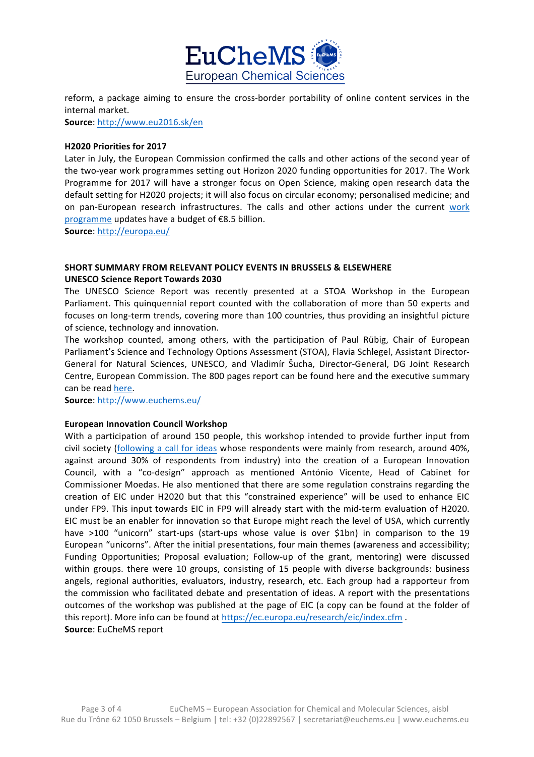reform, a package aiming to ensure the cross-border portability of online content services in the internal market.

**Source**: http://www.eu2016.sk/en

**H2020 Priorities for 2017**

Later in July, the European Commission confirmed the calls and other actions of the second year of the two-year work programmes setting out Horizon 2020 funding opportunities for 2017. The Work Programme for 2017 will have a stronger focus on Open Science, making open research data the default setting for H2020 projects; it will also focus on circular economy; personalised medicine; and on pan-European research infrastructures. The calls and other actions under the current work programme updates have a budget of €8.5 billion.

**Source**: http://europa.eu/

## SHORT SUMMARY FROM RELEVANT POLICY EVENTS IN BRUSSELS & ELSEWHERE

**UNESCO Science Report Towards 2030**

The UNESCO Science Report was recently presented at a STOA Workshop in the European Parliament. This quinquennial report counted with the collaboration of more than 50 experts and focuses on long-term trends, covering more than 100 countries, thus providing an insightful picture of science, technology and innovation.

The workshop counted, among others, with the participation of Paul Rübig, Chair of European Parliament's Science and Technology Options Assessment (STOA), Flavia Schlegel, Assistant Director-General for Natural Sciences, UNESCO, and Vladimír Šucha, Director-General, DG Joint Research Centre, European Commission. The 800 pages report can be found here and the executive summary can be read here.

**Source**: http://www.euchems.eu/

**European Innovation Council Workshop**

With a participation of around 150 people, this workshop intended to provide further input from civil society (following a call for ideas whose respondents were mainly from research, around 40%, against around 30% of respondents from industry) into the creation of a European Innovation Council, with a "co-design" approach as mentioned António Vicente, Head of Cabinet for Commissioner Moedas. He also mentioned that there are some regulation constrains regarding the creation of EIC under H2020 but that this "constrained experience" will be used to enhance EIC under FP9. This input towards EIC in FP9 will already start with the mid-term evaluation of H2020. EIC must be an enabler for innovation so that Europe might reach the level of USA, which currently have >100 "unicorn" start-ups (start-ups whose value is over $1bn) in comparison to the 19 European "unicorns". After the initial presentations, four main themes (awareness and accessibility; Funding Opportunities; Proposal evaluation; Follow-up of the grant, mentoring) were discussed within groups. there were 10 groups, consisting of 15 people with diverse backgrounds: business angels, regional authorities, evaluators, industry, research, etc. Each group had a rapporteur from the commission who facilitated debate and presentation of ideas. A report with the presentations outcomes of the workshop was published at the page of EIC (a copy can be found at the folder of this report). More info can be found at https://ec.europa.eu/research/eic/index.cfm .

**Source**: EuCheMS report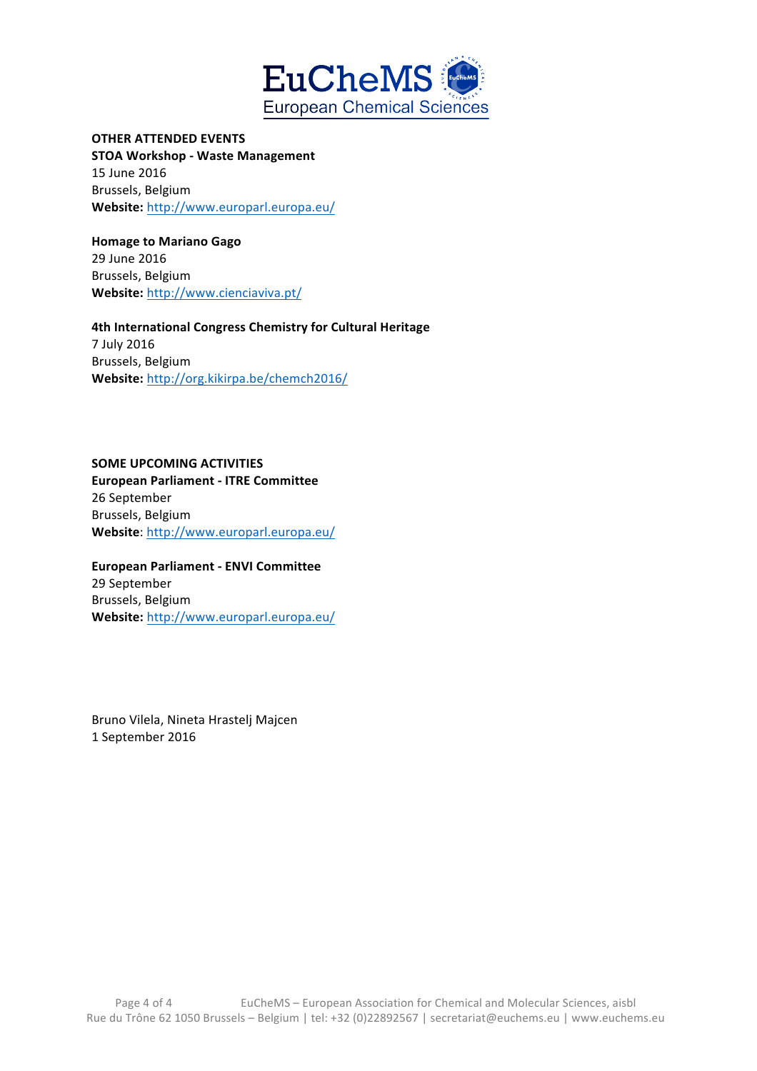**OTHER ATTENDED EVENTS**

**STOA Workshop - Waste Management**
15 June 2016
Brussels, Belgium
**Website:** http://www.europarl.europa.eu/

**Homage to Mariano Gago**
29 June 2016
Brussels, Belgium
**Website:** http://www.cienciaviva.pt/

**4th International Congress Chemistry for Cultural Heritage**
7 July 2016
Brussels, Belgium
**Website:** http://org.kikirpa.be/chemch2016/

**SOME UPCOMING ACTIVITIES**

**European Parliament - ITRE Committee**
26 September
Brussels, Belgium
**Website**: http://www.europarl.europa.eu/

**European Parliament - ENVI Committee**
29 September
Brussels, Belgium
**Website:** http://www.europarl.europa.eu/

Bruno Vilela, Nineta Hrastelj Majcen
1 September 2016